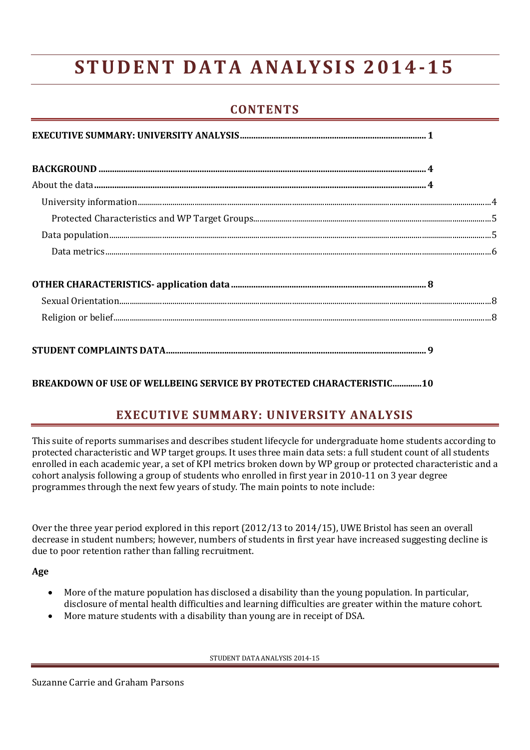# STUDENT DATA ANALYSIS 2014-15

## CONTENTS

EXECUTIVE SUMMARY: UNIVERSITY ANALYSIS .......... 1

BACKGROUND .......... 4

About the data .......... 4

- University information .......... 4
  - Protected Characteristics and WP Target Groups .......... 5
- Data population .......... 5
  - Data metrics .......... 6

OTHER CHARACTERISTICS- application data .......... 8

- Sexual Orientation .......... 8
- Religion or belief .......... 8

STUDENT COMPLAINTS DATA .......... 9

BREAKDOWN OF USE OF WELLBEING SERVICE BY PROTECTED CHARACTERISTIC .......... 10

## EXECUTIVE SUMMARY: UNIVERSITY ANALYSIS

This suite of reports summarises and describes student lifecycle for undergraduate home students according to protected characteristic and WP target groups. It uses three main data sets: a full student count of all students enrolled in each academic year, a set of KPI metrics broken down by WP group or protected characteristic and a cohort analysis following a group of students who enrolled in first year in 2010-11 on 3 year degree programmes through the next few years of study. The main points to note include:

Over the three year period explored in this report (2012/13 to 2014/15), UWE Bristol has seen an overall decrease in student numbers; however, numbers of students in first year have increased suggesting decline is due to poor retention rather than falling recruitment.

**Age**

- More of the mature population has disclosed a disability than the young population. In particular, disclosure of mental health difficulties and learning difficulties are greater within the mature cohort.
- More mature students with a disability than young are in receipt of DSA.

Suzanne Carrie and Graham Parsons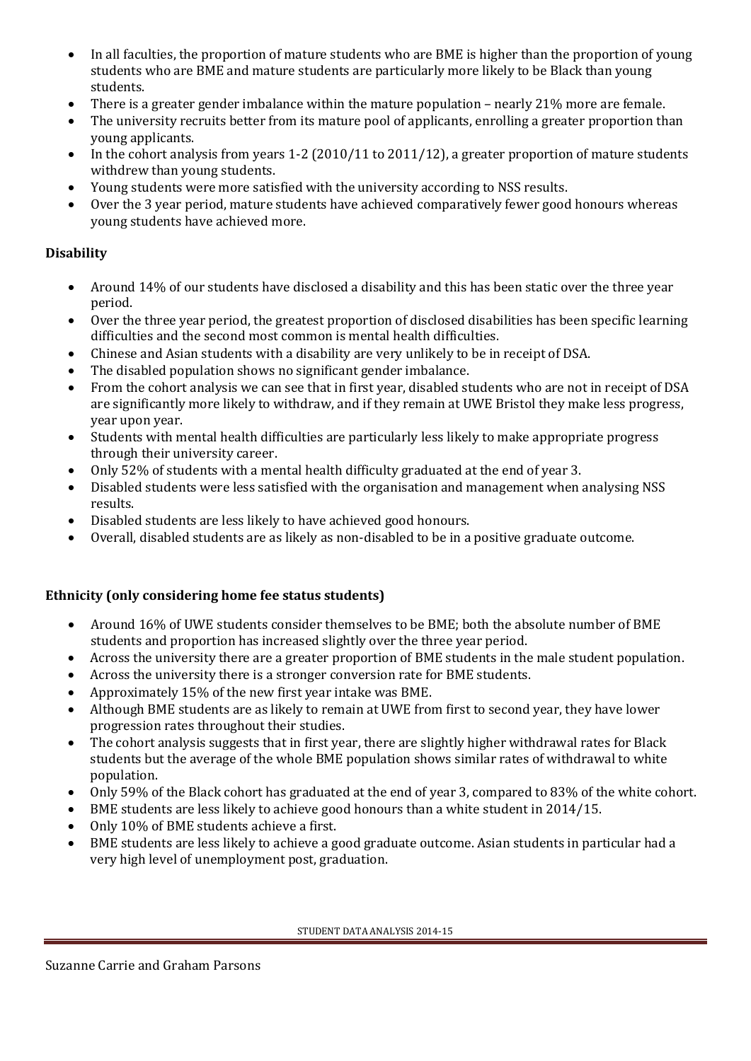- In all faculties, the proportion of mature students who are BME is higher than the proportion of young students who are BME and mature students are particularly more likely to be Black than young students.
- There is a greater gender imbalance within the mature population – nearly 21% more are female.
- The university recruits better from its mature pool of applicants, enrolling a greater proportion than young applicants.
- In the cohort analysis from years 1-2 (2010/11 to 2011/12), a greater proportion of mature students withdrew than young students.
- Young students were more satisfied with the university according to NSS results.
- Over the 3 year period, mature students have achieved comparatively fewer good honours whereas young students have achieved more.

### Disability

- Around 14% of our students have disclosed a disability and this has been static over the three year period.
- Over the three year period, the greatest proportion of disclosed disabilities has been specific learning difficulties and the second most common is mental health difficulties.
- Chinese and Asian students with a disability are very unlikely to be in receipt of DSA.
- The disabled population shows no significant gender imbalance.
- From the cohort analysis we can see that in first year, disabled students who are not in receipt of DSA are significantly more likely to withdraw, and if they remain at UWE Bristol they make less progress, year upon year.
- Students with mental health difficulties are particularly less likely to make appropriate progress through their university career.
- Only 52% of students with a mental health difficulty graduated at the end of year 3.
- Disabled students were less satisfied with the organisation and management when analysing NSS results.
- Disabled students are less likely to have achieved good honours.
- Overall, disabled students are as likely as non-disabled to be in a positive graduate outcome.

### Ethnicity (only considering home fee status students)

- Around 16% of UWE students consider themselves to be BME; both the absolute number of BME students and proportion has increased slightly over the three year period.
- Across the university there are a greater proportion of BME students in the male student population.
- Across the university there is a stronger conversion rate for BME students.
- Approximately 15% of the new first year intake was BME.
- Although BME students are as likely to remain at UWE from first to second year, they have lower progression rates throughout their studies.
- The cohort analysis suggests that in first year, there are slightly higher withdrawal rates for Black students but the average of the whole BME population shows similar rates of withdrawal to white population.
- Only 59% of the Black cohort has graduated at the end of year 3, compared to 83% of the white cohort.
- BME students are less likely to achieve good honours than a white student in 2014/15.
- Only 10% of BME students achieve a first.
- BME students are less likely to achieve a good graduate outcome. Asian students in particular had a very high level of unemployment post, graduation.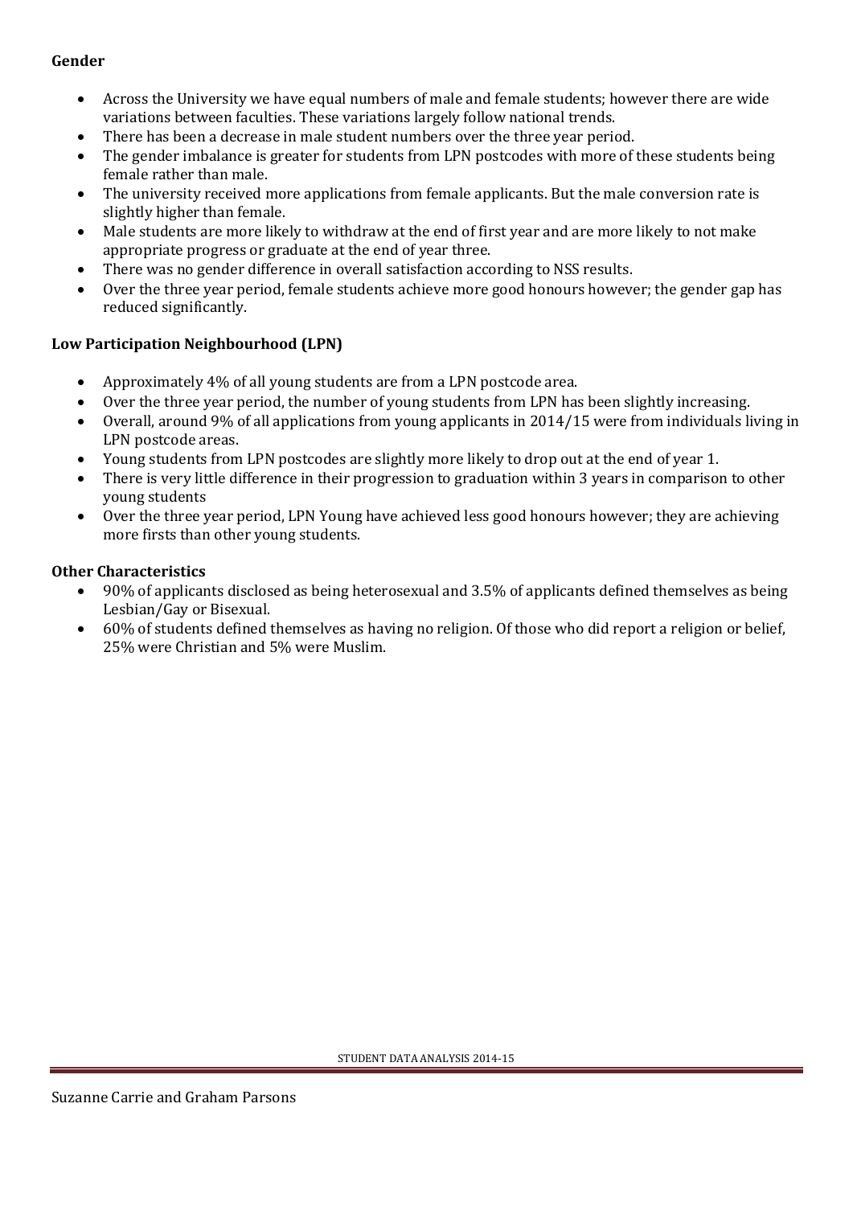**Gender**

- Across the University we have equal numbers of male and female students; however there are wide variations between faculties. These variations largely follow national trends.
- There has been a decrease in male student numbers over the three year period.
- The gender imbalance is greater for students from LPN postcodes with more of these students being female rather than male.
- The university received more applications from female applicants. But the male conversion rate is slightly higher than female.
- Male students are more likely to withdraw at the end of first year and are more likely to not make appropriate progress or graduate at the end of year three.
- There was no gender difference in overall satisfaction according to NSS results.
- Over the three year period, female students achieve more good honours however; the gender gap has reduced significantly.

**Low Participation Neighbourhood (LPN)**

- Approximately 4% of all young students are from a LPN postcode area.
- Over the three year period, the number of young students from LPN has been slightly increasing.
- Overall, around 9% of all applications from young applicants in 2014/15 were from individuals living in LPN postcode areas.
- Young students from LPN postcodes are slightly more likely to drop out at the end of year 1.
- There is very little difference in their progression to graduation within 3 years in comparison to other young students
- Over the three year period, LPN Young have achieved less good honours however; they are achieving more firsts than other young students.

**Other Characteristics**

- 90% of applicants disclosed as being heterosexual and 3.5% of applicants defined themselves as being Lesbian/Gay or Bisexual.
- 60% of students defined themselves as having no religion. Of those who did report a religion or belief, 25% were Christian and 5% were Muslim.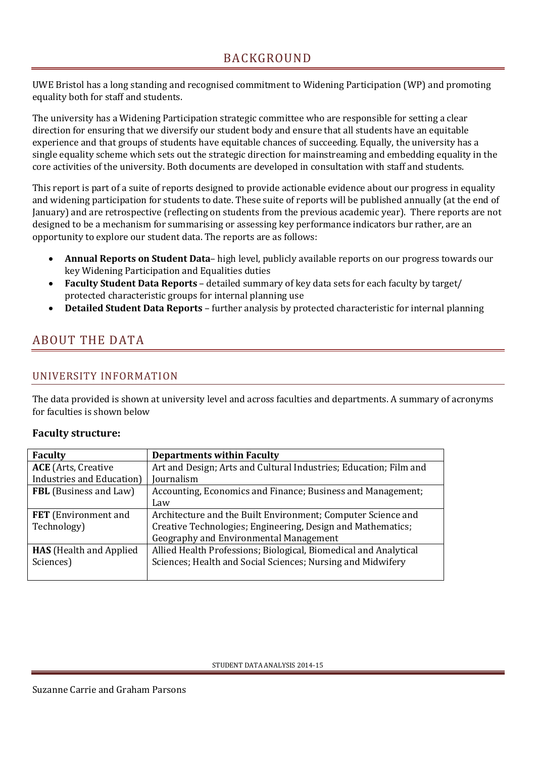# BACKGROUND

UWE Bristol has a long standing and recognised commitment to Widening Participation (WP) and promoting equality both for staff and students.

The university has a Widening Participation strategic committee who are responsible for setting a clear direction for ensuring that we diversify our student body and ensure that all students have an equitable experience and that groups of students have equitable chances of succeeding. Equally, the university has a single equality scheme which sets out the strategic direction for mainstreaming and embedding equality in the core activities of the university. Both documents are developed in consultation with staff and students.

This report is part of a suite of reports designed to provide actionable evidence about our progress in equality and widening participation for students to date. These suite of reports will be published annually (at the end of January) and are retrospective (reflecting on students from the previous academic year). There reports are not designed to be a mechanism for summarising or assessing key performance indicators bur rather, are an opportunity to explore our student data. The reports are as follows:

- **Annual Reports on Student Data**– high level, publicly available reports on our progress towards our key Widening Participation and Equalities duties
- **Faculty Student Data Reports** – detailed summary of key data sets for each faculty by target/ protected characteristic groups for internal planning use
- **Detailed Student Data Reports** – further analysis by protected characteristic for internal planning

# ABOUT THE DATA

## UNIVERSITY INFORMATION

The data provided is shown at university level and across faculties and departments. A summary of acronyms for faculties is shown below

### Faculty structure:

| Faculty | Departments within Faculty |
|---|---|
| **ACE** (Arts, Creative Industries and Education) | Art and Design; Arts and Cultural Industries; Education; Film and Journalism |
| **FBL** (Business and Law) | Accounting, Economics and Finance; Business and Management; Law |
| **FET** (Environment and Technology) | Architecture and the Built Environment; Computer Science and Creative Technologies; Engineering, Design and Mathematics; Geography and Environmental Management |
| **HAS** (Health and Applied Sciences) | Allied Health Professions; Biological, Biomedical and Analytical Sciences; Health and Social Sciences; Nursing and Midwifery |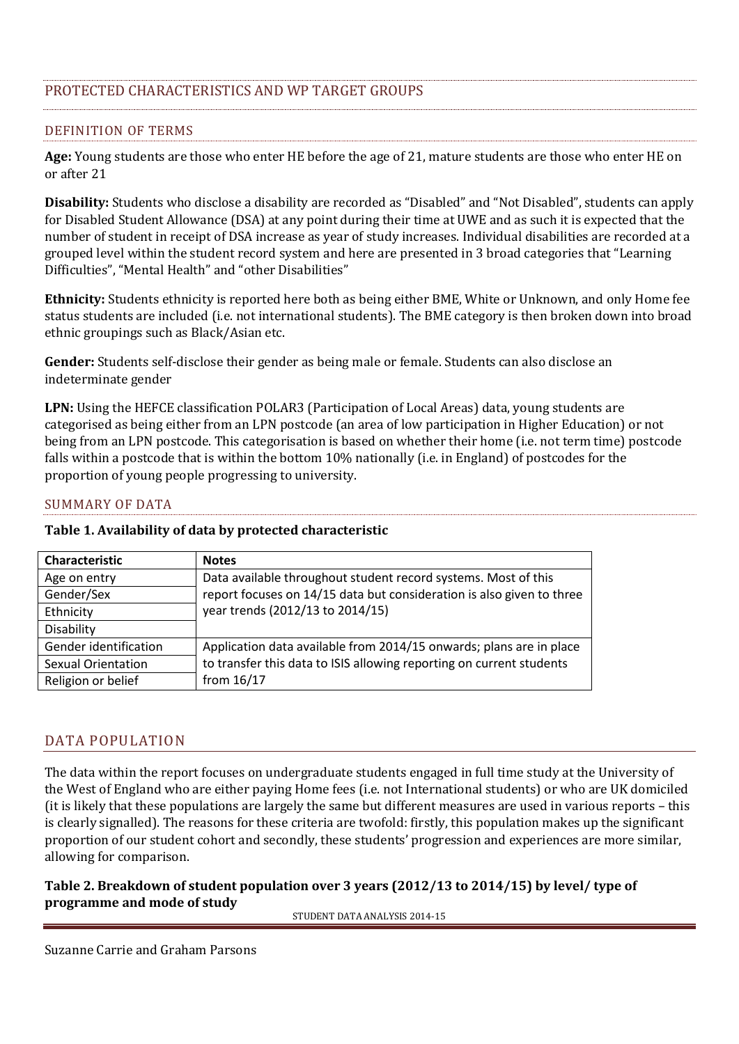## PROTECTED CHARACTERISTICS AND WP TARGET GROUPS

### DEFINITION OF TERMS

**Age:** Young students are those who enter HE before the age of 21, mature students are those who enter HE on or after 21

**Disability:** Students who disclose a disability are recorded as "Disabled" and "Not Disabled", students can apply for Disabled Student Allowance (DSA) at any point during their time at UWE and as such it is expected that the number of student in receipt of DSA increase as year of study increases. Individual disabilities are recorded at a grouped level within the student record system and here are presented in 3 broad categories that "Learning Difficulties", "Mental Health" and "other Disabilities"

**Ethnicity:** Students ethnicity is reported here both as being either BME, White or Unknown, and only Home fee status students are included (i.e. not international students). The BME category is then broken down into broad ethnic groupings such as Black/Asian etc.

**Gender:** Students self-disclose their gender as being male or female. Students can also disclose an indeterminate gender

**LPN:** Using the HEFCE classification POLAR3 (Participation of Local Areas) data, young students are categorised as being either from an LPN postcode (an area of low participation in Higher Education) or not being from an LPN postcode. This categorisation is based on whether their home (i.e. not term time) postcode falls within a postcode that is within the bottom 10% nationally (i.e. in England) of postcodes for the proportion of young people progressing to university.

### SUMMARY OF DATA

**Table 1. Availability of data by protected characteristic**

| Characteristic | Notes |
|---|---|
| Age on entry | Data available throughout student record systems. Most of this report focuses on 14/15 data but consideration is also given to three year trends (2012/13 to 2014/15) |
| Gender/Sex | |
| Ethnicity | |
| Disability | |
| Gender identification | Application data available from 2014/15 onwards; plans are in place to transfer this data to ISIS allowing reporting on current students from 16/17 |
| Sexual Orientation | |
| Religion or belief | |

## DATA POPULATION

The data within the report focuses on undergraduate students engaged in full time study at the University of the West of England who are either paying Home fees (i.e. not International students) or who are UK domiciled (it is likely that these populations are largely the same but different measures are used in various reports – this is clearly signalled). The reasons for these criteria are twofold: firstly, this population makes up the significant proportion of our student cohort and secondly, these students' progression and experiences are more similar, allowing for comparison.

**Table 2. Breakdown of student population over 3 years (2012/13 to 2014/15) by level/ type of programme and mode of study**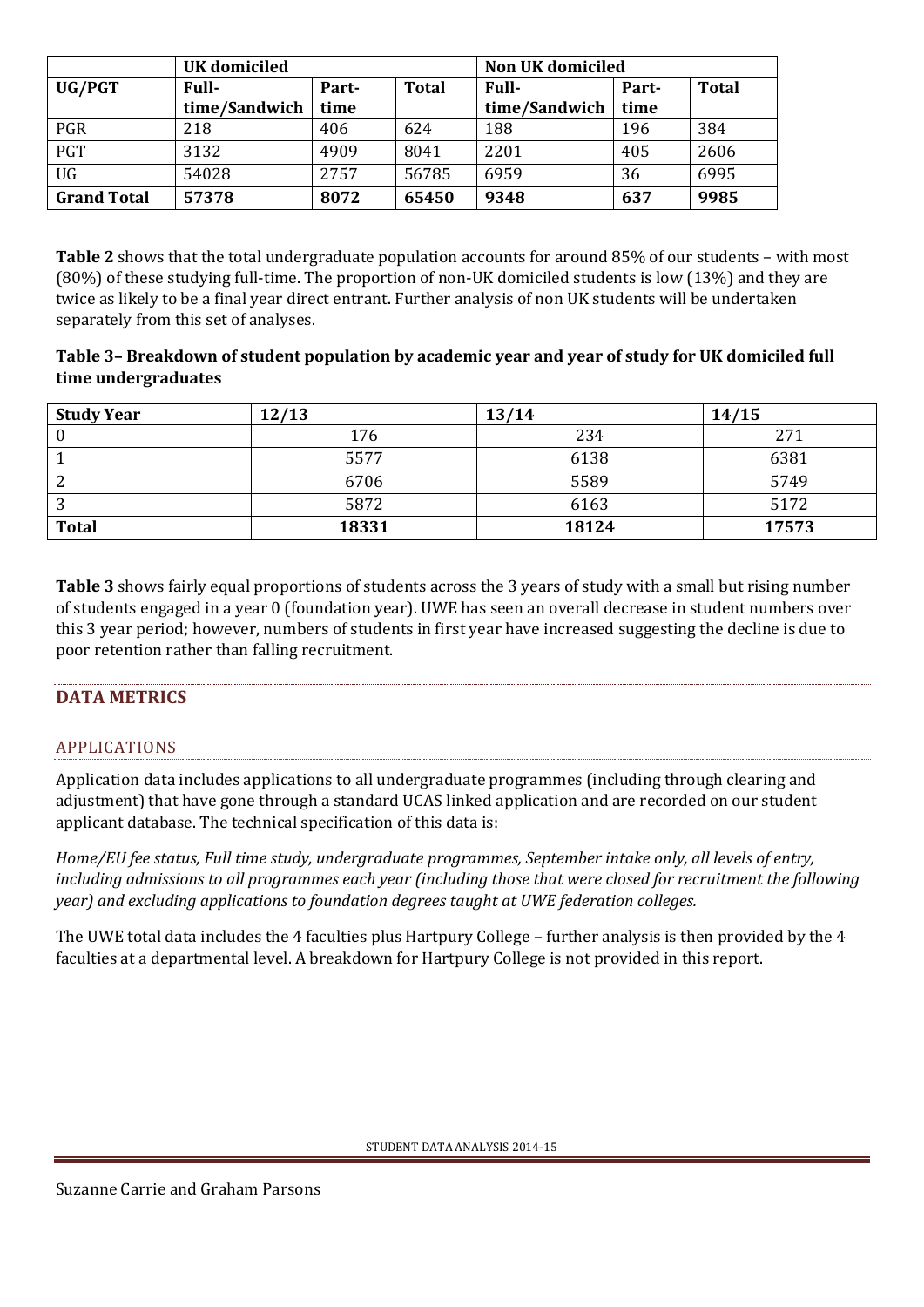| | UK domiciled | | | Non UK domiciled | | |
|---|---|---|---|---|---|---|
| **UG/PGT** | **Full-time/Sandwich** | **Part-time** | **Total** | **Full-time/Sandwich** | **Part-time** | **Total** |
| PGR | 218 | 406 | 624 | 188 | 196 | 384 |
| PGT | 3132 | 4909 | 8041 | 2201 | 405 | 2606 |
| UG | 54028 | 2757 | 56785 | 6959 | 36 | 6995 |
| **Grand Total** | **57378** | **8072** | **65450** | **9348** | **637** | **9985** |

**Table 2** shows that the total undergraduate population accounts for around 85% of our students – with most (80%) of these studying full-time. The proportion of non-UK domiciled students is low (13%) and they are twice as likely to be a final year direct entrant. Further analysis of non UK students will be undertaken separately from this set of analyses.

**Table 3– Breakdown of student population by academic year and year of study for UK domiciled full time undergraduates**

| Study Year | 12/13 | 13/14 | 14/15 |
|---|---|---|---|
| 0 | 176 | 234 | 271 |
| 1 | 5577 | 6138 | 6381 |
| 2 | 6706 | 5589 | 5749 |
| 3 | 5872 | 6163 | 5172 |
| **Total** | **18331** | **18124** | **17573** |

**Table 3** shows fairly equal proportions of students across the 3 years of study with a small but rising number of students engaged in a year 0 (foundation year). UWE has seen an overall decrease in student numbers over this 3 year period; however, numbers of students in first year have increased suggesting the decline is due to poor retention rather than falling recruitment.

## DATA METRICS

### APPLICATIONS

Application data includes applications to all undergraduate programmes (including through clearing and adjustment) that have gone through a standard UCAS linked application and are recorded on our student applicant database. The technical specification of this data is:

*Home/EU fee status, Full time study, undergraduate programmes, September intake only, all levels of entry, including admissions to all programmes each year (including those that were closed for recruitment the following year) and excluding applications to foundation degrees taught at UWE federation colleges.*

The UWE total data includes the 4 faculties plus Hartpury College – further analysis is then provided by the 4 faculties at a departmental level. A breakdown for Hartpury College is not provided in this report.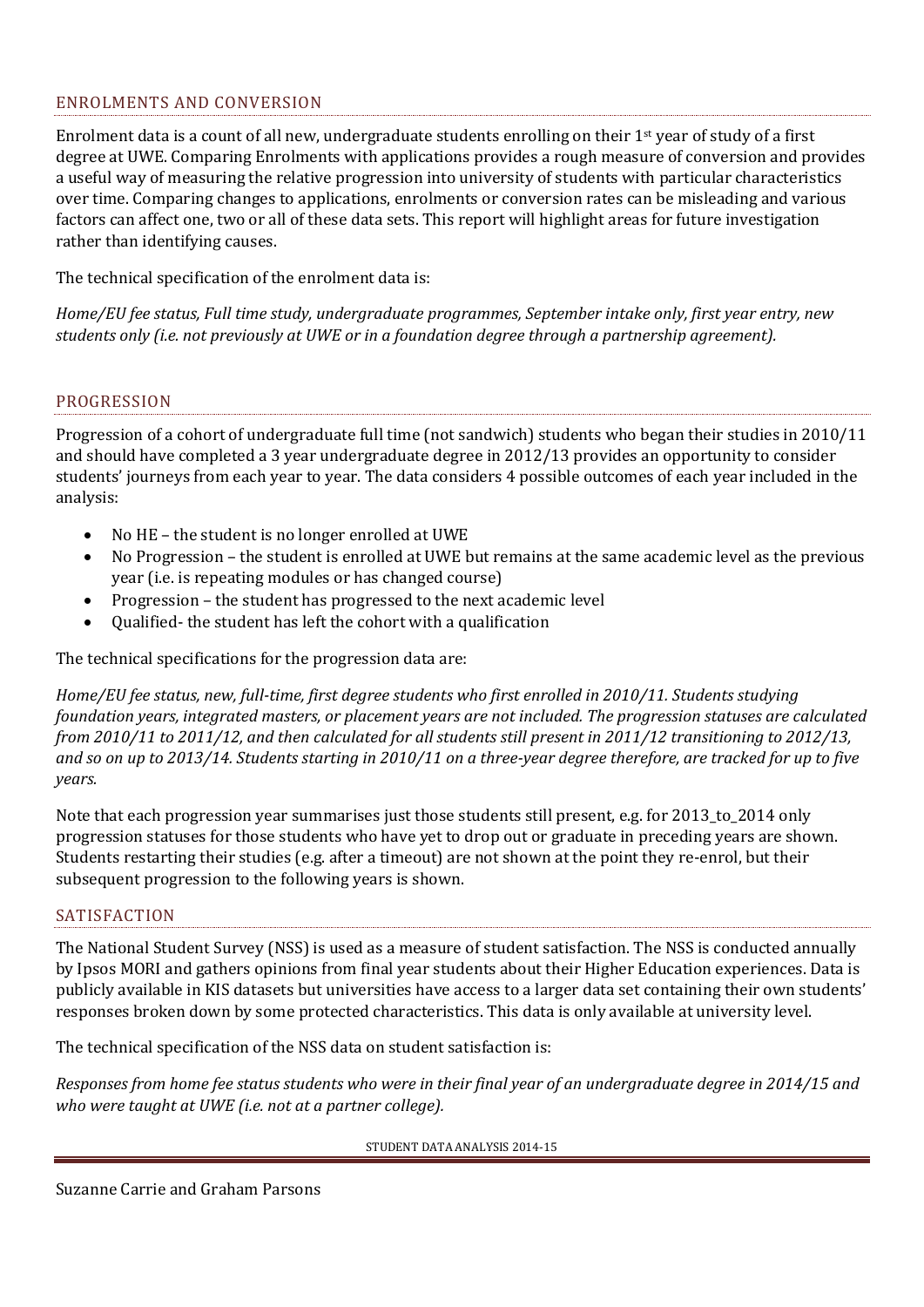## ENROLMENTS AND CONVERSION

Enrolment data is a count of all new, undergraduate students enrolling on their 1st year of study of a first degree at UWE. Comparing Enrolments with applications provides a rough measure of conversion and provides a useful way of measuring the relative progression into university of students with particular characteristics over time. Comparing changes to applications, enrolments or conversion rates can be misleading and various factors can affect one, two or all of these data sets. This report will highlight areas for future investigation rather than identifying causes.

The technical specification of the enrolment data is:

*Home/EU fee status, Full time study, undergraduate programmes, September intake only, first year entry, new students only (i.e. not previously at UWE or in a foundation degree through a partnership agreement).*

## PROGRESSION

Progression of a cohort of undergraduate full time (not sandwich) students who began their studies in 2010/11 and should have completed a 3 year undergraduate degree in 2012/13 provides an opportunity to consider students' journeys from each year to year. The data considers 4 possible outcomes of each year included in the analysis:

- No HE – the student is no longer enrolled at UWE
- No Progression – the student is enrolled at UWE but remains at the same academic level as the previous year (i.e. is repeating modules or has changed course)
- Progression – the student has progressed to the next academic level
- Qualified- the student has left the cohort with a qualification

The technical specifications for the progression data are:

*Home/EU fee status, new, full-time, first degree students who first enrolled in 2010/11. Students studying foundation years, integrated masters, or placement years are not included. The progression statuses are calculated from 2010/11 to 2011/12, and then calculated for all students still present in 2011/12 transitioning to 2012/13, and so on up to 2013/14. Students starting in 2010/11 on a three-year degree therefore, are tracked for up to five years.*

Note that each progression year summarises just those students still present, e.g. for 2013_to_2014 only progression statuses for those students who have yet to drop out or graduate in preceding years are shown. Students restarting their studies (e.g. after a timeout) are not shown at the point they re-enrol, but their subsequent progression to the following years is shown.

## SATISFACTION

The National Student Survey (NSS) is used as a measure of student satisfaction. The NSS is conducted annually by Ipsos MORI and gathers opinions from final year students about their Higher Education experiences. Data is publicly available in KIS datasets but universities have access to a larger data set containing their own students' responses broken down by some protected characteristics. This data is only available at university level.

The technical specification of the NSS data on student satisfaction is:

*Responses from home fee status students who were in their final year of an undergraduate degree in 2014/15 and who were taught at UWE (i.e. not at a partner college).*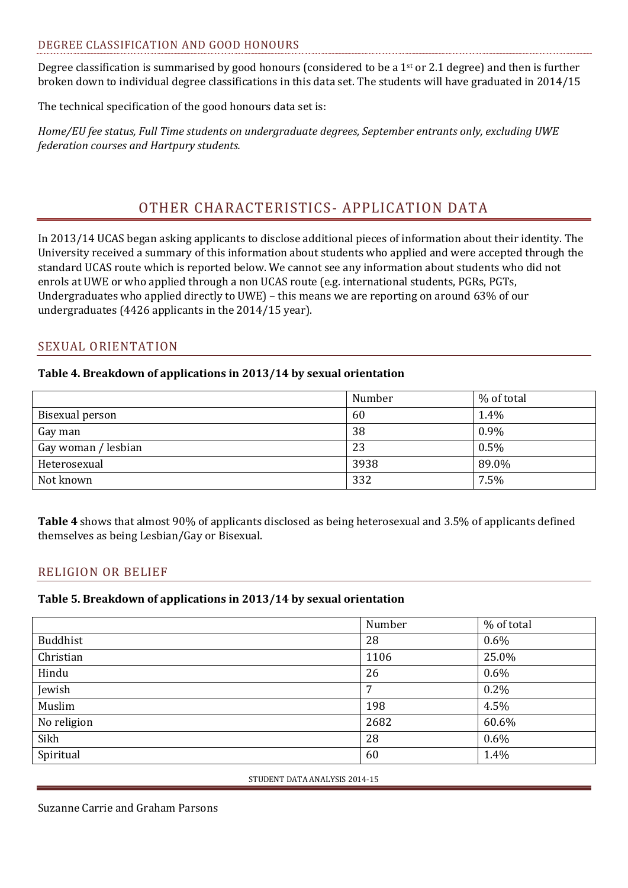### DEGREE CLASSIFICATION AND GOOD HONOURS

Degree classification is summarised by good honours (considered to be a 1st or 2.1 degree) and then is further broken down to individual degree classifications in this data set. The students will have graduated in 2014/15

The technical specification of the good honours data set is:

*Home/EU fee status, Full Time students on undergraduate degrees, September entrants only, excluding UWE federation courses and Hartpury students.*

## OTHER CHARACTERISTICS- APPLICATION DATA

In 2013/14 UCAS began asking applicants to disclose additional pieces of information about their identity. The University received a summary of this information about students who applied and were accepted through the standard UCAS route which is reported below. We cannot see any information about students who did not enrols at UWE or who applied through a non UCAS route (e.g. international students, PGRs, PGTs, Undergraduates who applied directly to UWE) – this means we are reporting on around 63% of our undergraduates (4426 applicants in the 2014/15 year).

### SEXUAL ORIENTATION

**Table 4. Breakdown of applications in 2013/14 by sexual orientation**

| | Number | % of total |
|---|---|---|
| Bisexual person | 60 | 1.4% |
| Gay man | 38 | 0.9% |
| Gay woman / lesbian | 23 | 0.5% |
| Heterosexual | 3938 | 89.0% |
| Not known | 332 | 7.5% |

**Table 4** shows that almost 90% of applicants disclosed as being heterosexual and 3.5% of applicants defined themselves as being Lesbian/Gay or Bisexual.

### RELIGION OR BELIEF

**Table 5. Breakdown of applications in 2013/14 by sexual orientation**

| | Number | % of total |
|---|---|---|
| Buddhist | 28 | 0.6% |
| Christian | 1106 | 25.0% |
| Hindu | 26 | 0.6% |
| Jewish | 7 | 0.2% |
| Muslim | 198 | 4.5% |
| No religion | 2682 | 60.6% |
| Sikh | 28 | 0.6% |
| Spiritual | 60 | 1.4% |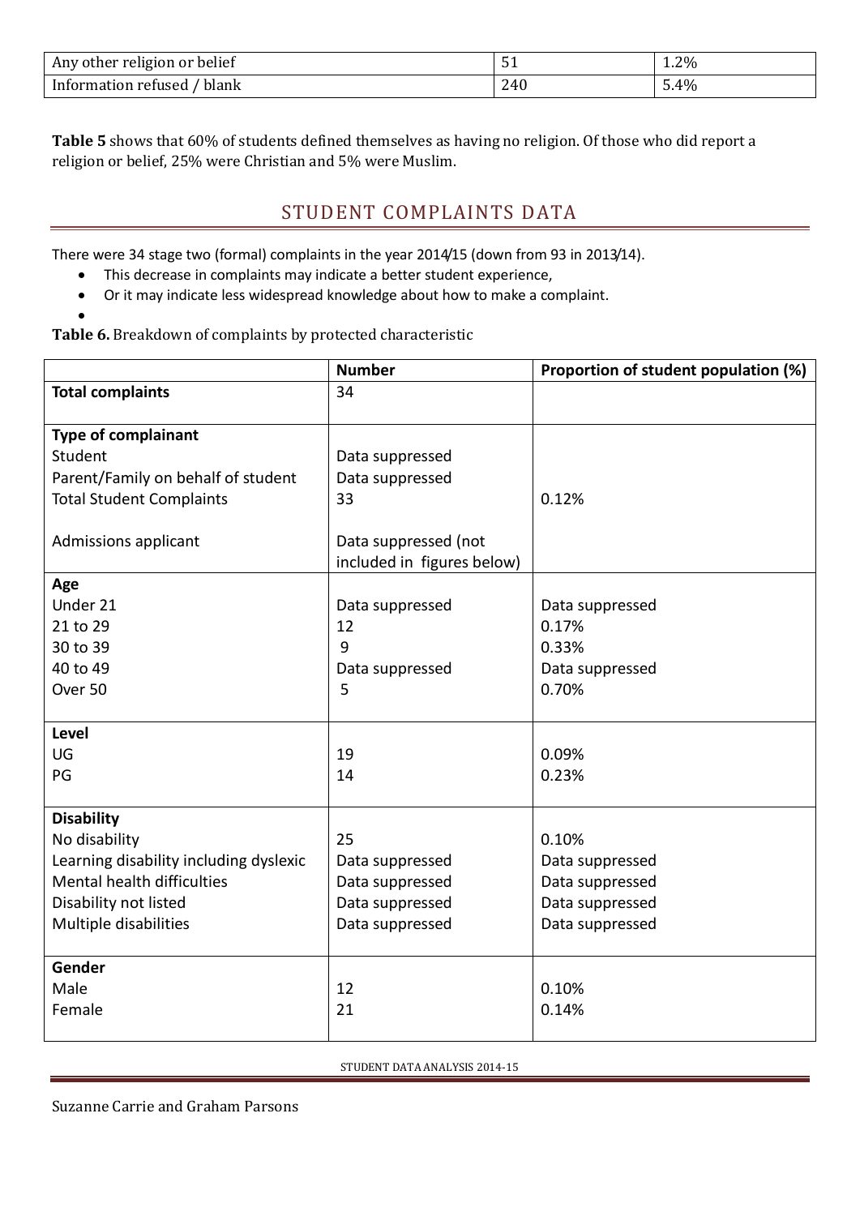| Any other religion or belief | 51 | 1.2% |
|---|---|---|
| Information refused / blank | 240 | 5.4% |

**Table 5** shows that 60% of students defined themselves as having no religion. Of those who did report a religion or belief, 25% were Christian and 5% were Muslim.

## STUDENT COMPLAINTS DATA

There were 34 stage two (formal) complaints in the year 2014/15 (down from 93 in 2013/14).

- This decrease in complaints may indicate a better student experience,
- Or it may indicate less widespread knowledge about how to make a complaint.

**Table 6.** Breakdown of complaints by protected characteristic

| | Number | Proportion of student population (%) |
|---|---|---|
| **Total complaints** | 34 | |
| **Type of complainant** | | |
| Student | Data suppressed | |
| Parent/Family on behalf of student | Data suppressed | |
| Total Student Complaints | 33 | 0.12% |
| Admissions applicant | Data suppressed (not included in figures below) | |
| **Age** | | |
| Under 21 | Data suppressed | Data suppressed |
| 21 to 29 | 12 | 0.17% |
| 30 to 39 | 9 | 0.33% |
| 40 to 49 | Data suppressed | Data suppressed |
| Over 50 | 5 | 0.70% |
| **Level** | | |
| UG | 19 | 0.09% |
| PG | 14 | 0.23% |
| **Disability** | | |
| No disability | 25 | 0.10% |
| Learning disability including dyslexic | Data suppressed | Data suppressed |
| Mental health difficulties | Data suppressed | Data suppressed |
| Disability not listed | Data suppressed | Data suppressed |
| Multiple disabilities | Data suppressed | Data suppressed |
| **Gender** | | |
| Male | 12 | 0.10% |
| Female | 21 | 0.14% |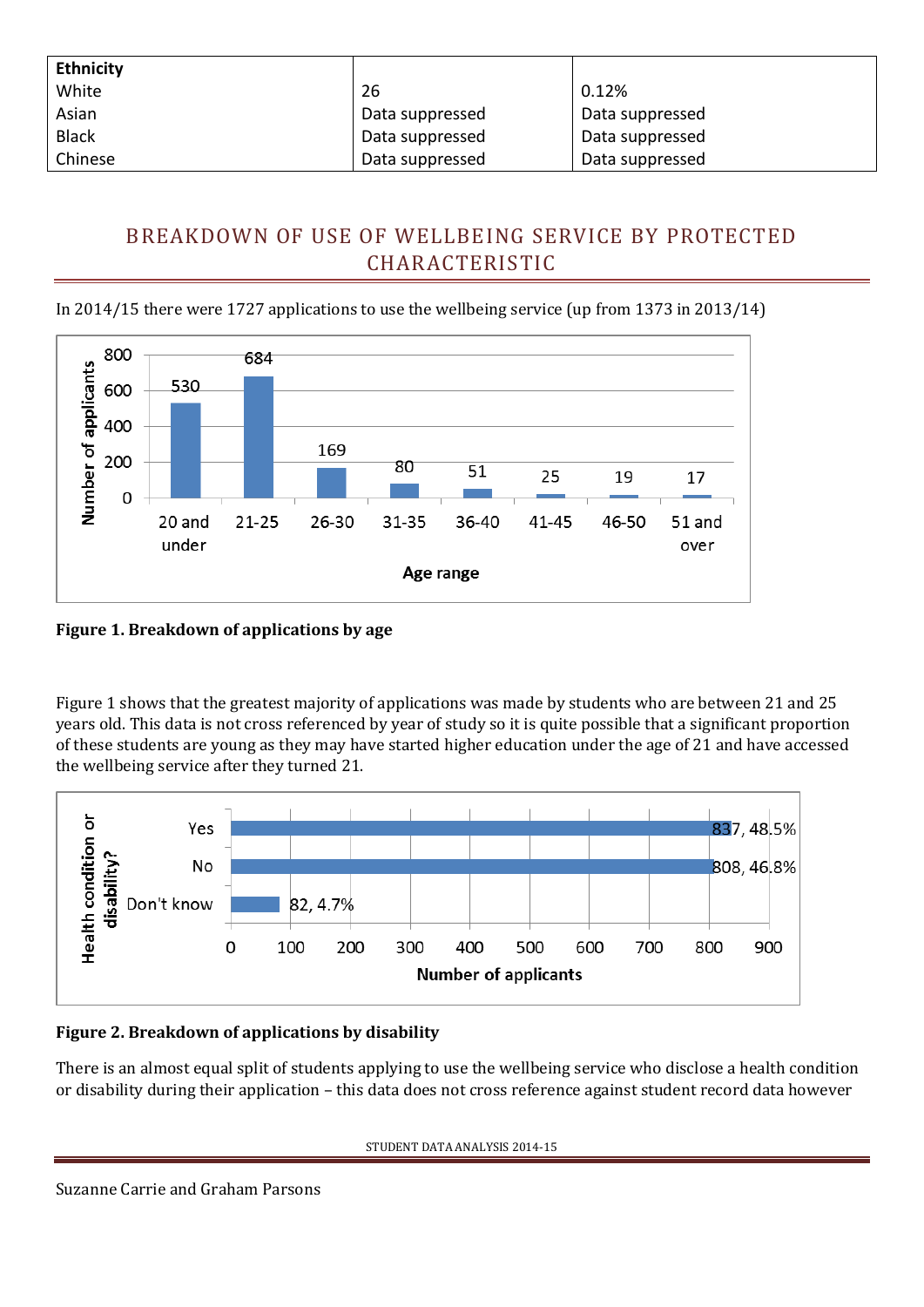| Ethnicity | | |
|---|---|---|
| White | 26 | 0.12% |
| Asian | Data suppressed | Data suppressed |
| Black | Data suppressed | Data suppressed |
| Chinese | Data suppressed | Data suppressed |

## BREAKDOWN OF USE OF WELLBEING SERVICE BY PROTECTED CHARACTERISTIC

In 2014/15 there were 1727 applications to use the wellbeing service (up from 1373 in 2013/14)

| Age range | Number of applicants |
|---|---|
| 20 and under | 530 |
| 21-25 | 684 |
| 26-30 | 169 |
| 31-35 | 80 |
| 36-40 | 51 |
| 41-45 | 25 |
| 46-50 | 19 |
| 51 and over | 17 |

**Figure 1. Breakdown of applications by age**

Figure 1 shows that the greatest majority of applications was made by students who are between 21 and 25 years old. This data is not cross referenced by year of study so it is quite possible that a significant proportion of these students are young as they may have started higher education under the age of 21 and have accessed the wellbeing service after they turned 21.

| Health condition or disability? | Number of applicants |
|---|---|
| Yes | 837, 48.5% |
| No | 808, 46.8% |
| Don't know | 82, 4.7% |

**Figure 2. Breakdown of applications by disability**

There is an almost equal split of students applying to use the wellbeing service who disclose a health condition or disability during their application – this data does not cross reference against student record data however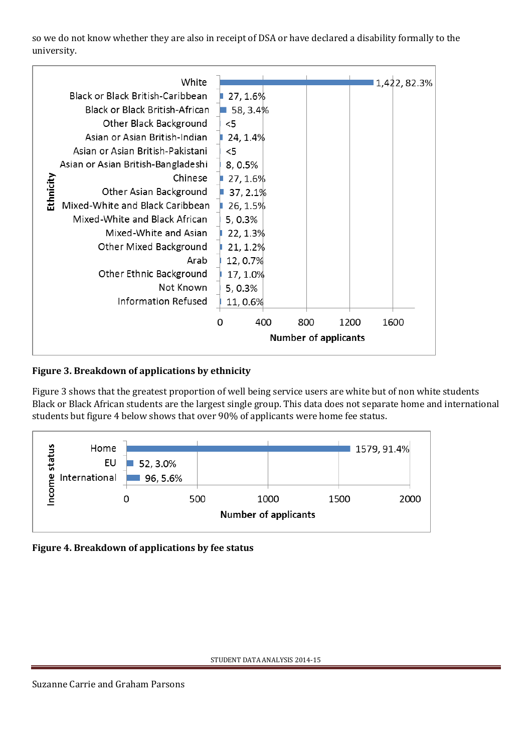so we do not know whether they are also in receipt of DSA or have declared a disability formally to the university.

| Ethnicity | Number of applicants |
| --- | --- |
| White | 1,422, 82.3% |
| Black or Black British-Caribbean | 27, 1.6% |
| Black or Black British-African | 58, 3.4% |
| Other Black Background | <5 |
| Asian or Asian British-Indian | 24, 1.4% |
| Asian or Asian British-Pakistani | <5 |
| Asian or Asian British-Bangladeshi | 8, 0.5% |
| Chinese | 27, 1.6% |
| Other Asian Background | 37, 2.1% |
| Mixed-White and Black Caribbean | 26, 1.5% |
| Mixed-White and Black African | 5, 0.3% |
| Mixed-White and Asian | 22, 1.3% |
| Other Mixed Background | 21, 1.2% |
| Arab | 12, 0.7% |
| Other Ethnic Background | 17, 1.0% |
| Not Known | 5, 0.3% |
| Information Refused | 11, 0.6% |

**Figure 3. Breakdown of applications by ethnicity**

Figure 3 shows that the greatest proportion of well being service users are white but of non white students Black or Black African students are the largest single group. This data does not separate home and international students but figure 4 below shows that over 90% of applicants were home fee status.

| Income status | Number of applicants |
| --- | --- |
| Home | 1579, 91.4% |
| EU | 52, 3.0% |
| International | 96, 5.6% |

**Figure 4. Breakdown of applications by fee status**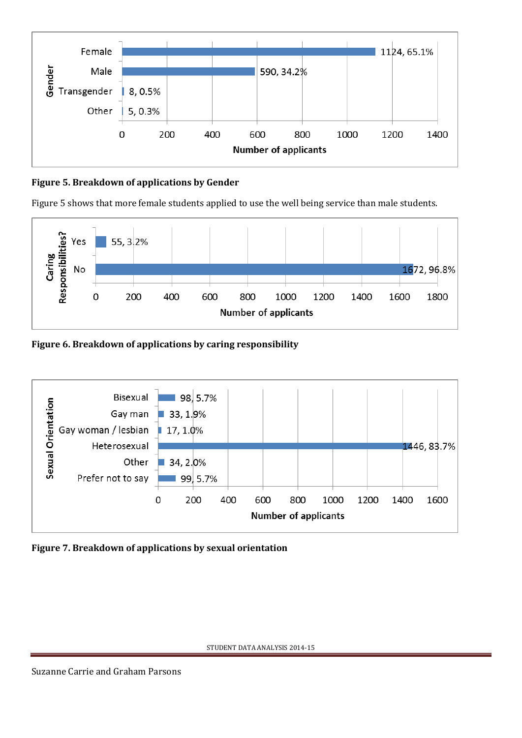Gender

Female — 1124, 65.1%

Male — 590, 34.2%

Transgender — 8, 0.5%

Other — 5, 0.3%

0 200 400 600 800 1000 1200 1400

Number of applicants

**Figure 5. Breakdown of applications by Gender**

Figure 5 shows that more female students applied to use the well being service than male students.

Caring Responsibilities?

Yes — 55, 3.2%

No — 1672, 96.8%

0 200 400 600 800 1000 1200 1400 1600 1800

Number of applicants

**Figure 6. Breakdown of applications by caring responsibility**

Sexual Orientation

Bisexual — 98, 5.7%

Gay man — 33, 1.9%

Gay woman / lesbian — 17, 1.0%

Heterosexual — 1446, 83.7%

Other — 34, 2.0%

Prefer not to say — 99, 5.7%

0 200 400 600 800 1000 1200 1400 1600

Number of applicants

**Figure 7. Breakdown of applications by sexual orientation**